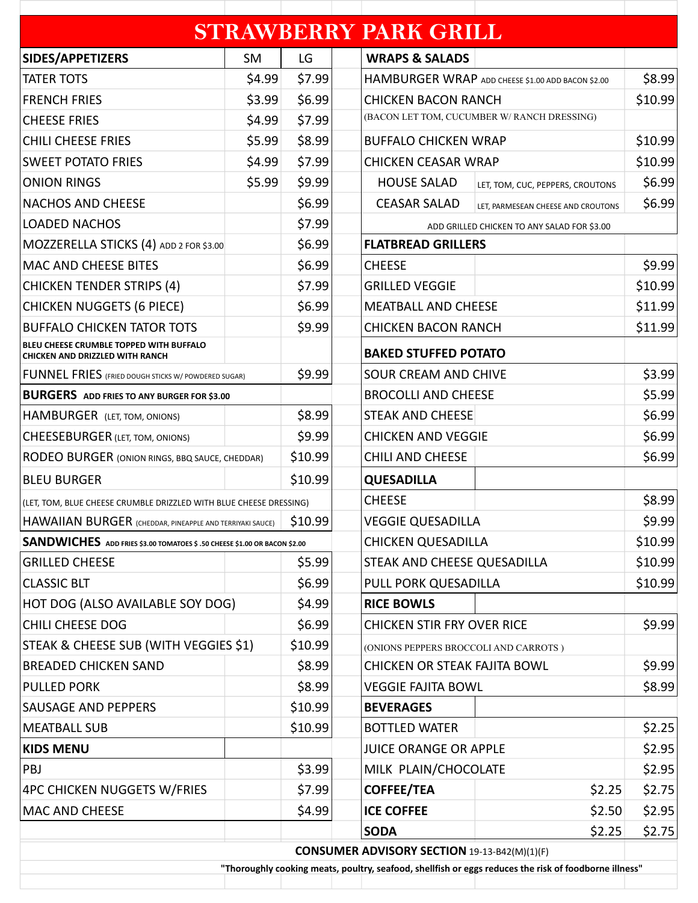# STRAWBERRY PARK GRILL

| SIDES/APPETIZERS | SM | LG |
|---|---|---|
| TATER TOTS | $4.99 | $7.99 |
| FRENCH FRIES | $3.99 | $6.99 |
| CHEESE FRIES | $4.99 | $7.99 |
| CHILI CHEESE FRIES | $5.99 | $8.99 |
| SWEET POTATO FRIES | $4.99 | $7.99 |
| ONION RINGS | $5.99 | $9.99 |
| NACHOS AND CHEESE | | $6.99 |
| LOADED NACHOS | | $7.99 |
| MOZZERELLA STICKS (4) ADD 2 FOR $3.00 | | $6.99 |
| MAC AND CHEESE BITES | | $6.99 |
| CHICKEN TENDER STRIPS (4) | | $7.99 |
| CHICKEN NUGGETS (6 PIECE) | | $6.99 |
| BUFFALO CHICKEN TATOR TOTS | | $9.99 |
| BLEU CHEESE CRUMBLE TOPPED WITH BUFFALO CHICKEN AND DRIZZLED WITH RANCH | | |
| FUNNEL FRIES (FRIED DOUGH STICKS W/ POWDERED SUGAR) | | $9.99 |

| BURGERS ADD FRIES TO ANY BURGER FOR $3.00 | |
|---|---|
| HAMBURGER (LET, TOM, ONIONS) | $8.99 |
| CHEESEBURGER (LET, TOM, ONIONS) | $9.99 |
| RODEO BURGER (ONION RINGS, BBQ SAUCE, CHEDDAR) | $10.99 |
| BLEU BURGER | $10.99 |
| (LET, TOM, BLUE CHEESE CRUMBLE DRIZZLED WITH BLUE CHEESE DRESSING) | |
| HAWAIIAN BURGER (CHEDDAR, PINEAPPLE AND TERRIYAKI SAUCE) | $10.99 |

| SANDWICHES ADD FRIES $3.00 TOMATOES $ .50 CHEESE $1.00 OR BACON $2.00 | |
|---|---|
| GRILLED CHEESE | $5.99 |
| CLASSIC BLT | $6.99 |
| HOT DOG (ALSO AVAILABLE SOY DOG) | $4.99 |
| CHILI CHEESE DOG | $6.99 |
| STEAK & CHEESE SUB (WITH VEGGIES $1) | $10.99 |
| BREADED CHICKEN SAND | $8.99 |
| PULLED PORK | $8.99 |
| SAUSAGE AND PEPPERS | $10.99 |
| MEATBALL SUB | $10.99 |

| KIDS MENU | |
|---|---|
| PBJ | $3.99 |
| 4PC CHICKEN NUGGETS W/FRIES | $7.99 |
| MAC AND CHEESE | $4.99 |

| WRAPS & SALADS | | |
|---|---|---|
| HAMBURGER WRAP ADD CHEESE $1.00 ADD BACON $2.00 | | $8.99 |
| CHICKEN BACON RANCH | | $10.99 |
| (BACON LET TOM, CUCUMBER W/ RANCH DRESSING) | | |
| BUFFALO CHICKEN WRAP | | $10.99 |
| CHICKEN CEASAR WRAP | | $10.99 |
| HOUSE SALAD | LET, TOM, CUC, PEPPERS, CROUTONS | $6.99 |
| CEASAR SALAD | LET, PARMESEAN CHEESE AND CROUTONS | $6.99 |
| ADD GRILLED CHICKEN TO ANY SALAD FOR $3.00 | | |

| FLATBREAD GRILLERS | |
|---|---|
| CHEESE | $9.99 |
| GRILLED VEGGIE | $10.99 |
| MEATBALL AND CHEESE | $11.99 |
| CHICKEN BACON RANCH | $11.99 |

| BAKED STUFFED POTATO | |
|---|---|
| SOUR CREAM AND CHIVE | $3.99 |
| BROCOLLI AND CHEESE | $5.99 |
| STEAK AND CHEESE | $6.99 |
| CHICKEN AND VEGGIE | $6.99 |
| CHILI AND CHEESE | $6.99 |

| QUESADILLA | |
|---|---|
| CHEESE | $8.99 |
| VEGGIE QUESADILLA | $9.99 |
| CHICKEN QUESADILLA | $10.99 |
| STEAK AND CHEESE QUESADILLA | $10.99 |
| PULL PORK QUESADILLA | $10.99 |

| RICE BOWLS | |
|---|---|
| CHICKEN STIR FRY OVER RICE | $9.99 |
| (ONIONS PEPPERS BROCCOLI AND CARROTS ) | |
| CHICKEN OR STEAK FAJITA BOWL | $9.99 |
| VEGGIE FAJITA BOWL | $8.99 |

| BEVERAGES | | |
|---|---|---|
| BOTTLED WATER | | $2.25 |
| JUICE ORANGE OR APPLE | | $2.95 |
| MILK PLAIN/CHOCOLATE | | $2.95 |
| **COFFEE/TEA** | $2.25 | $2.75 |
| **ICE COFFEE** | $2.50 | $2.95 |
| **SODA** | $2.25 | $2.75 |

**CONSUMER ADVISORY SECTION** 19-13-B42(M)(1)(F)

**"Thoroughly cooking meats, poultry, seafood, shellfish or eggs reduces the risk of foodborne illness"**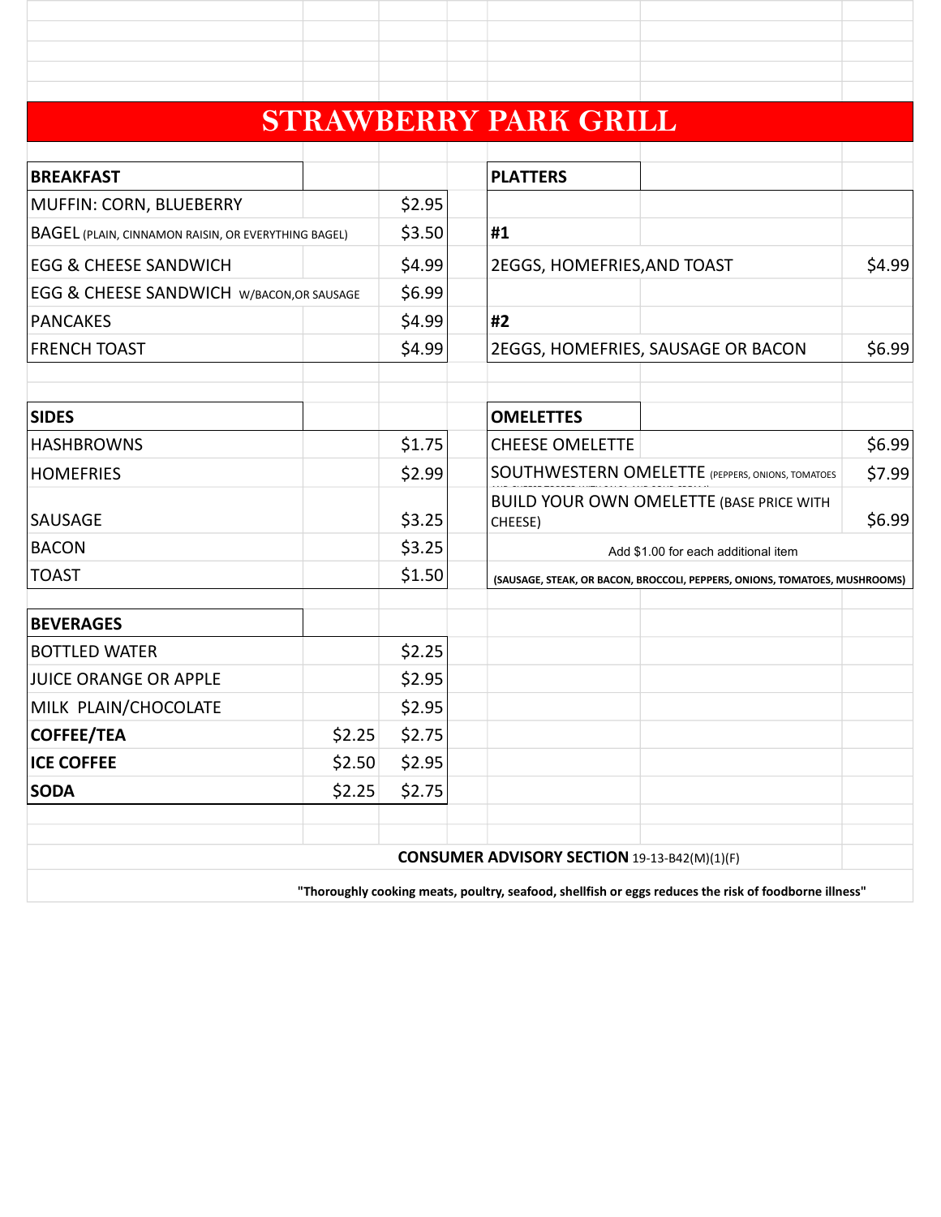# STRAWBERRY PARK GRILL

| BREAKFAST | | |
| --- | --- | --- |
| MUFFIN: CORN, BLUEBERRY | | $2.95 |
| BAGEL (PLAIN, CINNAMON RAISIN, OR EVERYTHING BAGEL) | | $3.50 |
| EGG & CHEESE SANDWICH | | $4.99 |
| EGG & CHEESE SANDWICH W/BACON,OR SAUSAGE | | $6.99 |
| PANCAKES | | $4.99 |
| FRENCH TOAST | | $4.99 |

| PLATTERS | |
| --- | --- |
| **#1** | |
| 2EGGS, HOMEFRIES,AND TOAST | $4.99 |
| **#2** | |
| 2EGGS, HOMEFRIES, SAUSAGE OR BACON | $6.99 |

| SIDES | |
| --- | --- |
| HASHBROWNS | $1.75 |
| HOMEFRIES | $2.99 |
| SAUSAGE | $3.25 |
| BACON | $3.25 |
| TOAST | $1.50 |

| OMELETTES | |
| --- | --- |
| CHEESE OMELETTE | $6.99 |
| SOUTHWESTERN OMELETTE (PEPPERS, ONIONS, TOMATOES | $7.99 |
| BUILD YOUR OWN OMELETTE (BASE PRICE WITH CHEESE) | $6.99 |

Add $1.00 for each additional item

**(SAUSAGE, STEAK, OR BACON, BROCCOLI, PEPPERS, ONIONS, TOMATOES, MUSHROOMS)**

| BEVERAGES | | |
| --- | --- | --- |
| BOTTLED WATER | | $2.25 |
| JUICE ORANGE OR APPLE | | $2.95 |
| MILK PLAIN/CHOCOLATE | | $2.95 |
| **COFFEE/TEA** | $2.25 | $2.75 |
| **ICE COFFEE** | $2.50 | $2.95 |
| **SODA** | $2.25 | $2.75 |

**CONSUMER ADVISORY SECTION** 19-13-B42(M)(1)(F)

**"Thoroughly cooking meats, poultry, seafood, shellfish or eggs reduces the risk of foodborne illness"**